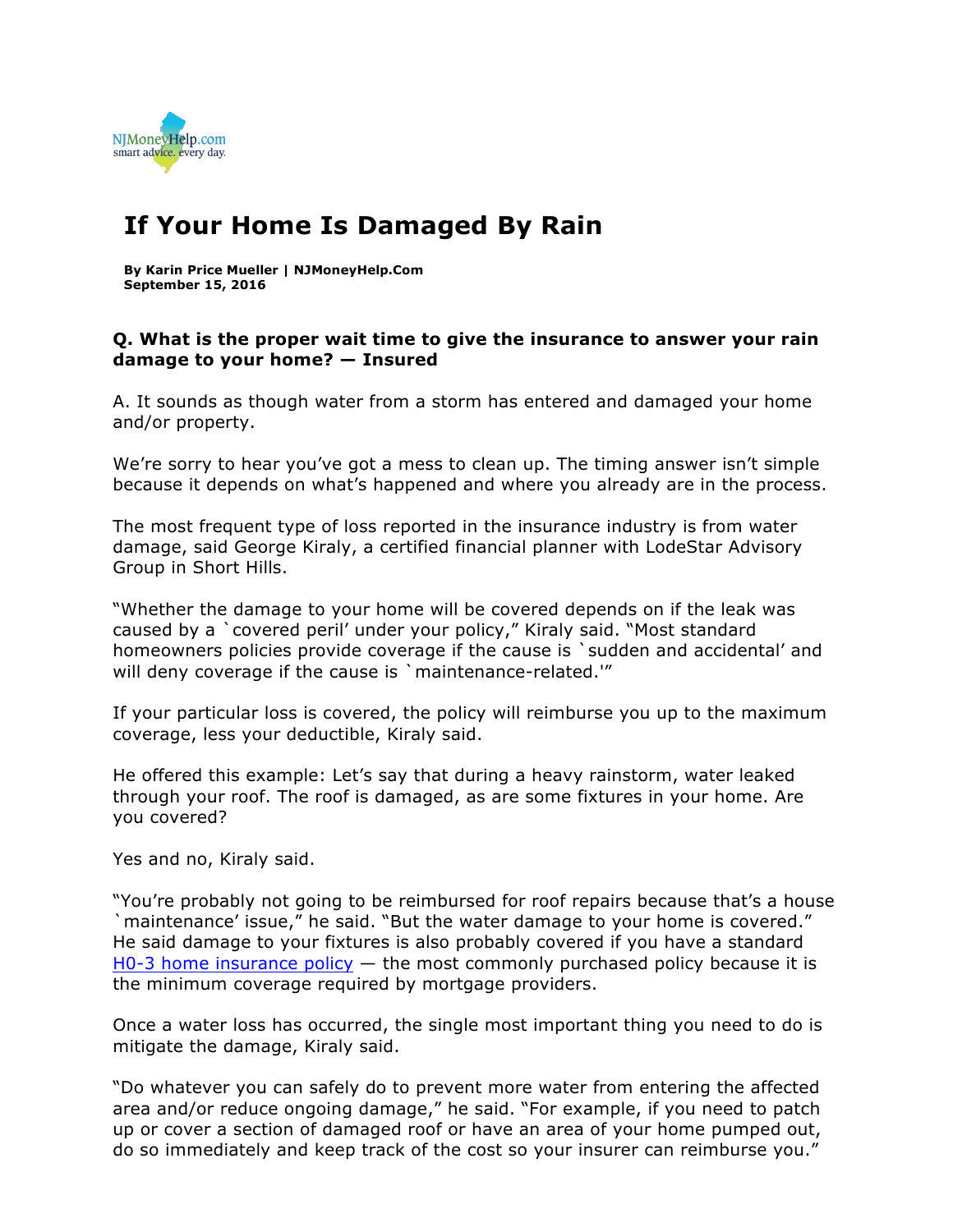NJMoneyHelp.com
smart advice. every day.

# If Your Home Is Damaged By Rain

**By Karin Price Mueller | NJMoneyHelp.Com**
**September 15, 2016**

**Q. What is the proper wait time to give the insurance to answer your rain damage to your home? — Insured**

A. It sounds as though water from a storm has entered and damaged your home and/or property.

We're sorry to hear you've got a mess to clean up. The timing answer isn't simple because it depends on what's happened and where you already are in the process.

The most frequent type of loss reported in the insurance industry is from water damage, said George Kiraly, a certified financial planner with LodeStar Advisory Group in Short Hills.

"Whether the damage to your home will be covered depends on if the leak was caused by a `covered peril' under your policy," Kiraly said. "Most standard homeowners policies provide coverage if the cause is `sudden and accidental' and will deny coverage if the cause is `maintenance-related.'"

If your particular loss is covered, the policy will reimburse you up to the maximum coverage, less your deductible, Kiraly said.

He offered this example: Let's say that during a heavy rainstorm, water leaked through your roof. The roof is damaged, as are some fixtures in your home. Are you covered?

Yes and no, Kiraly said.

"You're probably not going to be reimbursed for roof repairs because that's a house `maintenance' issue," he said. "But the water damage to your home is covered." He said damage to your fixtures is also probably covered if you have a standard H0-3 home insurance policy — the most commonly purchased policy because it is the minimum coverage required by mortgage providers.

Once a water loss has occurred, the single most important thing you need to do is mitigate the damage, Kiraly said.

"Do whatever you can safely do to prevent more water from entering the affected area and/or reduce ongoing damage," he said. "For example, if you need to patch up or cover a section of damaged roof or have an area of your home pumped out, do so immediately and keep track of the cost so your insurer can reimburse you."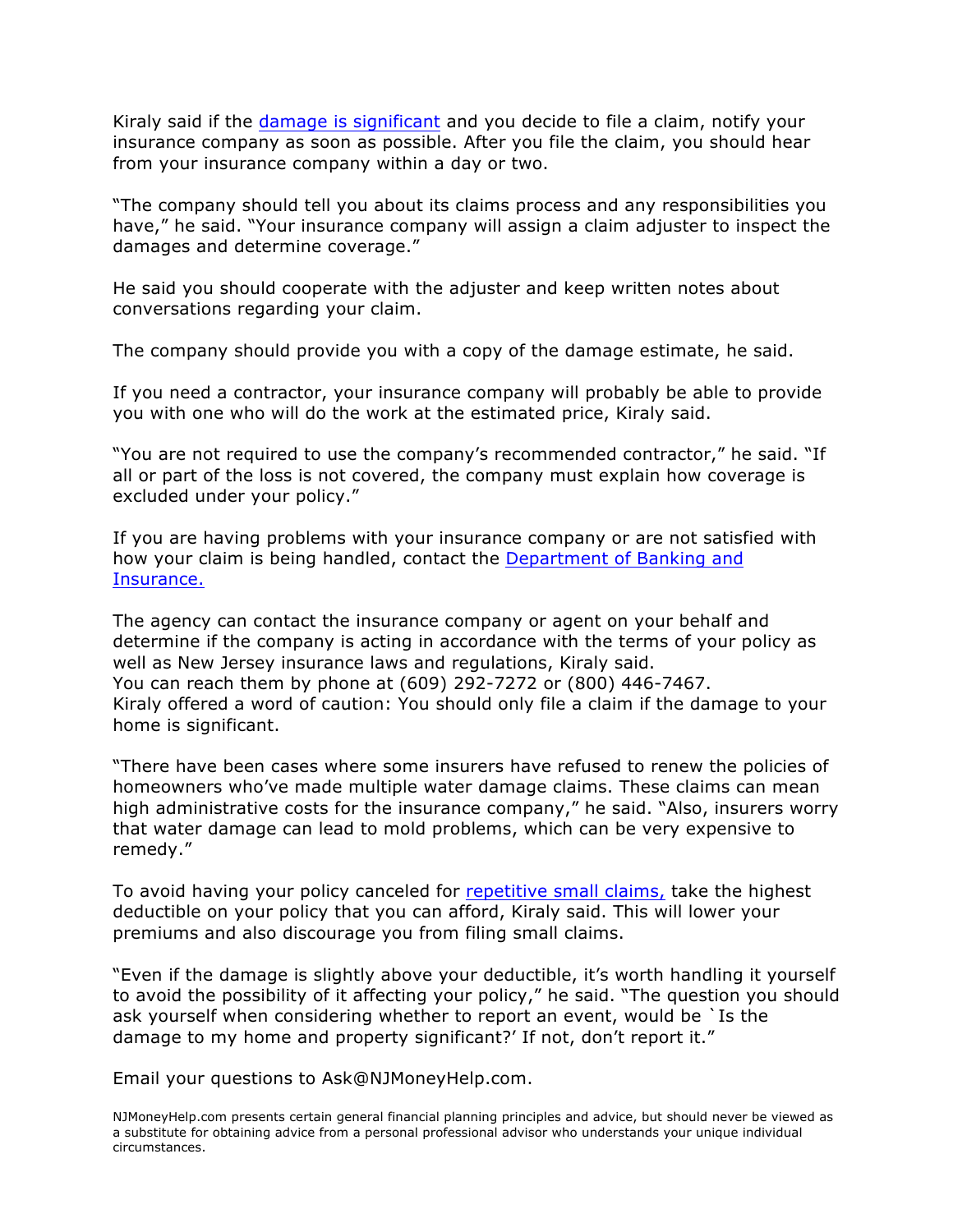Kiraly said if the damage is significant and you decide to file a claim, notify your insurance company as soon as possible. After you file the claim, you should hear from your insurance company within a day or two.

"The company should tell you about its claims process and any responsibilities you have," he said. "Your insurance company will assign a claim adjuster to inspect the damages and determine coverage."

He said you should cooperate with the adjuster and keep written notes about conversations regarding your claim.

The company should provide you with a copy of the damage estimate, he said.

If you need a contractor, your insurance company will probably be able to provide you with one who will do the work at the estimated price, Kiraly said.

"You are not required to use the company's recommended contractor," he said. "If all or part of the loss is not covered, the company must explain how coverage is excluded under your policy."

If you are having problems with your insurance company or are not satisfied with how your claim is being handled, contact the Department of Banking and Insurance.

The agency can contact the insurance company or agent on your behalf and determine if the company is acting in accordance with the terms of your policy as well as New Jersey insurance laws and regulations, Kiraly said.
You can reach them by phone at (609) 292-7272 or (800) 446-7467.
Kiraly offered a word of caution: You should only file a claim if the damage to your home is significant.

"There have been cases where some insurers have refused to renew the policies of homeowners who've made multiple water damage claims. These claims can mean high administrative costs for the insurance company," he said. "Also, insurers worry that water damage can lead to mold problems, which can be very expensive to remedy."

To avoid having your policy canceled for repetitive small claims, take the highest deductible on your policy that you can afford, Kiraly said. This will lower your premiums and also discourage you from filing small claims.

"Even if the damage is slightly above your deductible, it's worth handling it yourself to avoid the possibility of it affecting your policy," he said. "The question you should ask yourself when considering whether to report an event, would be `Is the damage to my home and property significant?' If not, don't report it."

Email your questions to Ask@NJMoneyHelp.com.

NJMoneyHelp.com presents certain general financial planning principles and advice, but should never be viewed as a substitute for obtaining advice from a personal professional advisor who understands your unique individual circumstances.